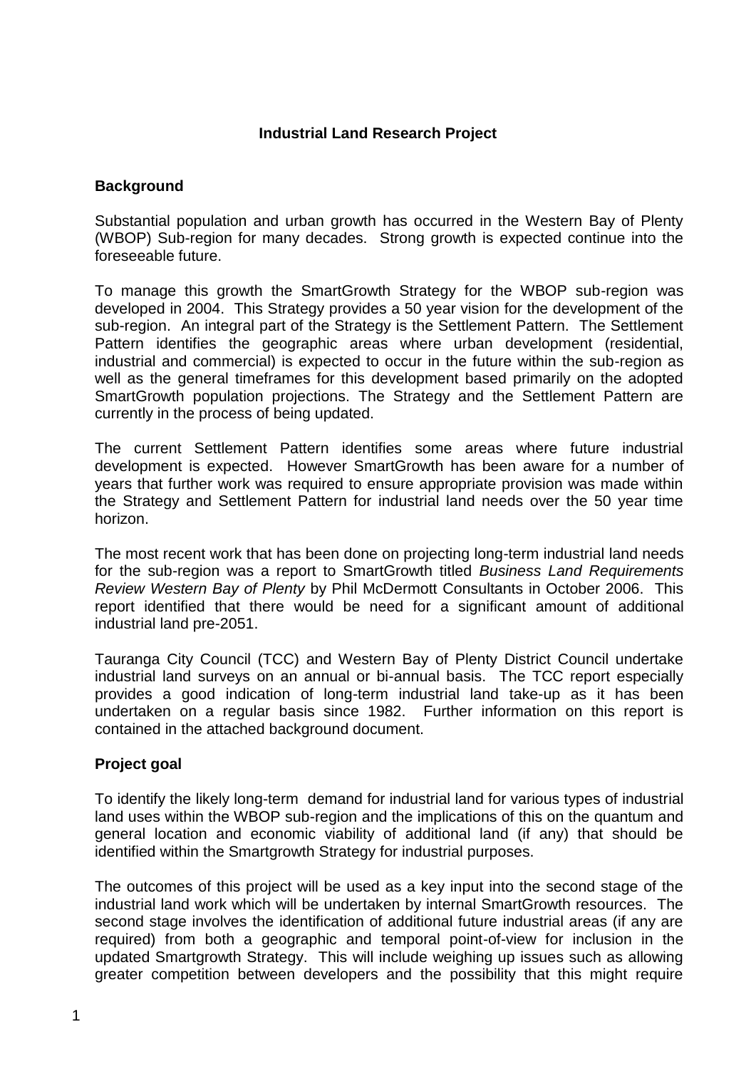# Industrial Land Research Project

## Background

Substantial population and urban growth has occurred in the Western Bay of Plenty (WBOP) Sub-region for many decades. Strong growth is expected continue into the foreseeable future.

To manage this growth the SmartGrowth Strategy for the WBOP sub-region was developed in 2004. This Strategy provides a 50 year vision for the development of the sub-region. An integral part of the Strategy is the Settlement Pattern. The Settlement Pattern identifies the geographic areas where urban development (residential, industrial and commercial) is expected to occur in the future within the sub-region as well as the general timeframes for this development based primarily on the adopted SmartGrowth population projections. The Strategy and the Settlement Pattern are currently in the process of being updated.

The current Settlement Pattern identifies some areas where future industrial development is expected. However SmartGrowth has been aware for a number of years that further work was required to ensure appropriate provision was made within the Strategy and Settlement Pattern for industrial land needs over the 50 year time horizon.

The most recent work that has been done on projecting long-term industrial land needs for the sub-region was a report to SmartGrowth titled *Business Land Requirements Review Western Bay of Plenty* by Phil McDermott Consultants in October 2006. This report identified that there would be need for a significant amount of additional industrial land pre-2051.

Tauranga City Council (TCC) and Western Bay of Plenty District Council undertake industrial land surveys on an annual or bi-annual basis. The TCC report especially provides a good indication of long-term industrial land take-up as it has been undertaken on a regular basis since 1982. Further information on this report is contained in the attached background document.

## Project goal

To identify the likely long-term demand for industrial land for various types of industrial land uses within the WBOP sub-region and the implications of this on the quantum and general location and economic viability of additional land (if any) that should be identified within the Smartgrowth Strategy for industrial purposes.

The outcomes of this project will be used as a key input into the second stage of the industrial land work which will be undertaken by internal SmartGrowth resources. The second stage involves the identification of additional future industrial areas (if any are required) from both a geographic and temporal point-of-view for inclusion in the updated Smartgrowth Strategy. This will include weighing up issues such as allowing greater competition between developers and the possibility that this might require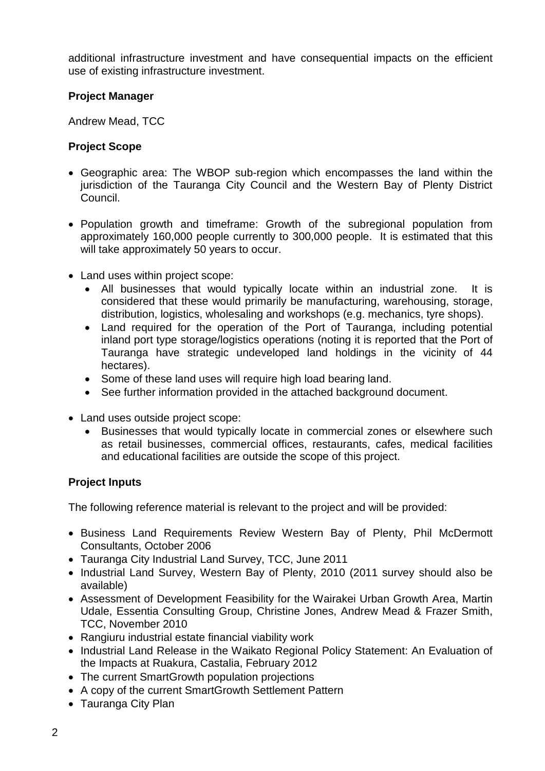additional infrastructure investment and have consequential impacts on the efficient use of existing infrastructure investment.

**Project Manager**

Andrew Mead, TCC

**Project Scope**

- Geographic area: The WBOP sub-region which encompasses the land within the jurisdiction of the Tauranga City Council and the Western Bay of Plenty District Council.

- Population growth and timeframe: Growth of the subregional population from approximately 160,000 people currently to 300,000 people. It is estimated that this will take approximately 50 years to occur.

- Land uses within project scope:
  - All businesses that would typically locate within an industrial zone. It is considered that these would primarily be manufacturing, warehousing, storage, distribution, logistics, wholesaling and workshops (e.g. mechanics, tyre shops).
  - Land required for the operation of the Port of Tauranga, including potential inland port type storage/logistics operations (noting it is reported that the Port of Tauranga have strategic undeveloped land holdings in the vicinity of 44 hectares).
  - Some of these land uses will require high load bearing land.
  - See further information provided in the attached background document.

- Land uses outside project scope:
  - Businesses that would typically locate in commercial zones or elsewhere such as retail businesses, commercial offices, restaurants, cafes, medical facilities and educational facilities are outside the scope of this project.

**Project Inputs**

The following reference material is relevant to the project and will be provided:

- Business Land Requirements Review Western Bay of Plenty, Phil McDermott Consultants, October 2006
- Tauranga City Industrial Land Survey, TCC, June 2011
- Industrial Land Survey, Western Bay of Plenty, 2010 (2011 survey should also be available)
- Assessment of Development Feasibility for the Wairakei Urban Growth Area, Martin Udale, Essentia Consulting Group, Christine Jones, Andrew Mead & Frazer Smith, TCC, November 2010
- Rangiuru industrial estate financial viability work
- Industrial Land Release in the Waikato Regional Policy Statement: An Evaluation of the Impacts at Ruakura, Castalia, February 2012
- The current SmartGrowth population projections
- A copy of the current SmartGrowth Settlement Pattern
- Tauranga City Plan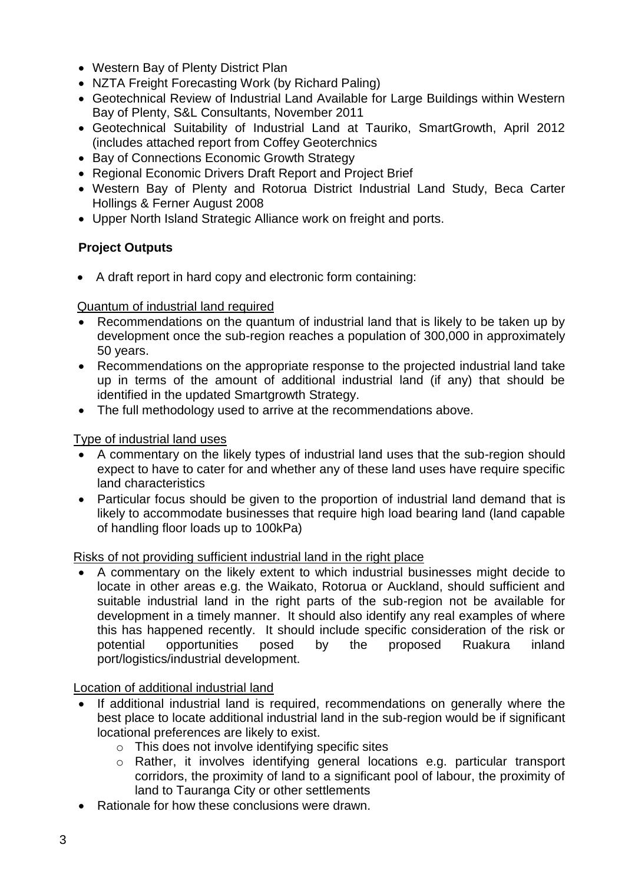- Western Bay of Plenty District Plan
- NZTA Freight Forecasting Work (by Richard Paling)
- Geotechnical Review of Industrial Land Available for Large Buildings within Western Bay of Plenty, S&L Consultants, November 2011
- Geotechnical Suitability of Industrial Land at Tauriko, SmartGrowth, April 2012 (includes attached report from Coffey Geoterchnics
- Bay of Connections Economic Growth Strategy
- Regional Economic Drivers Draft Report and Project Brief
- Western Bay of Plenty and Rotorua District Industrial Land Study, Beca Carter Hollings & Ferner August 2008
- Upper North Island Strategic Alliance work on freight and ports.

**Project Outputs**

- A draft report in hard copy and electronic form containing:

Quantum of industrial land required

- Recommendations on the quantum of industrial land that is likely to be taken up by development once the sub-region reaches a population of 300,000 in approximately 50 years.
- Recommendations on the appropriate response to the projected industrial land take up in terms of the amount of additional industrial land (if any) that should be identified in the updated Smartgrowth Strategy.
- The full methodology used to arrive at the recommendations above.

Type of industrial land uses

- A commentary on the likely types of industrial land uses that the sub-region should expect to have to cater for and whether any of these land uses have require specific land characteristics
- Particular focus should be given to the proportion of industrial land demand that is likely to accommodate businesses that require high load bearing land (land capable of handling floor loads up to 100kPa)

Risks of not providing sufficient industrial land in the right place

- A commentary on the likely extent to which industrial businesses might decide to locate in other areas e.g. the Waikato, Rotorua or Auckland, should sufficient and suitable industrial land in the right parts of the sub-region not be available for development in a timely manner. It should also identify any real examples of where this has happened recently. It should include specific consideration of the risk or potential opportunities posed by the proposed Ruakura inland port/logistics/industrial development.

Location of additional industrial land

- If additional industrial land is required, recommendations on generally where the best place to locate additional industrial land in the sub-region would be if significant locational preferences are likely to exist.
  - This does not involve identifying specific sites
  - Rather, it involves identifying general locations e.g. particular transport corridors, the proximity of land to a significant pool of labour, the proximity of land to Tauranga City or other settlements
- Rationale for how these conclusions were drawn.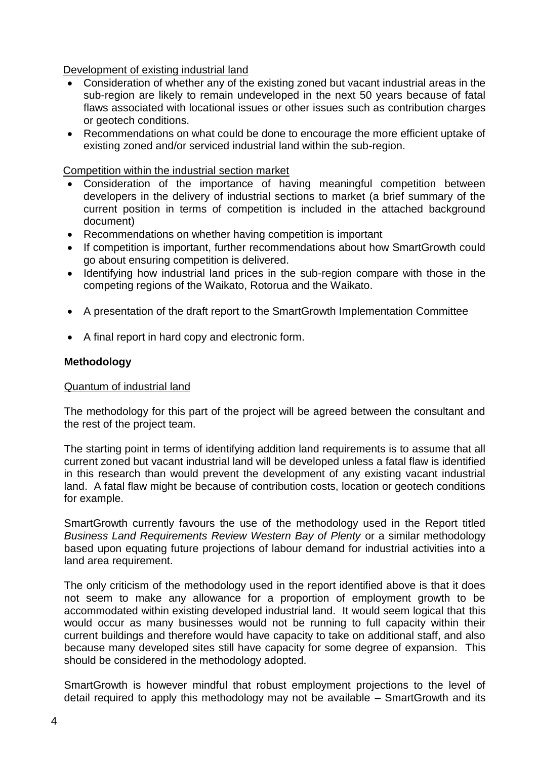Development of existing industrial land

- Consideration of whether any of the existing zoned but vacant industrial areas in the sub-region are likely to remain undeveloped in the next 50 years because of fatal flaws associated with locational issues or other issues such as contribution charges or geotech conditions.
- Recommendations on what could be done to encourage the more efficient uptake of existing zoned and/or serviced industrial land within the sub-region.

Competition within the industrial section market

- Consideration of the importance of having meaningful competition between developers in the delivery of industrial sections to market (a brief summary of the current position in terms of competition is included in the attached background document)
- Recommendations on whether having competition is important
- If competition is important, further recommendations about how SmartGrowth could go about ensuring competition is delivered.
- Identifying how industrial land prices in the sub-region compare with those in the competing regions of the Waikato, Rotorua and the Waikato.

- A presentation of the draft report to the SmartGrowth Implementation Committee

- A final report in hard copy and electronic form.

**Methodology**

Quantum of industrial land

The methodology for this part of the project will be agreed between the consultant and the rest of the project team.

The starting point in terms of identifying addition land requirements is to assume that all current zoned but vacant industrial land will be developed unless a fatal flaw is identified in this research than would prevent the development of any existing vacant industrial land. A fatal flaw might be because of contribution costs, location or geotech conditions for example.

SmartGrowth currently favours the use of the methodology used in the Report titled *Business Land Requirements Review Western Bay of Plenty* or a similar methodology based upon equating future projections of labour demand for industrial activities into a land area requirement.

The only criticism of the methodology used in the report identified above is that it does not seem to make any allowance for a proportion of employment growth to be accommodated within existing developed industrial land. It would seem logical that this would occur as many businesses would not be running to full capacity within their current buildings and therefore would have capacity to take on additional staff, and also because many developed sites still have capacity for some degree of expansion. This should be considered in the methodology adopted.

SmartGrowth is however mindful that robust employment projections to the level of detail required to apply this methodology may not be available – SmartGrowth and its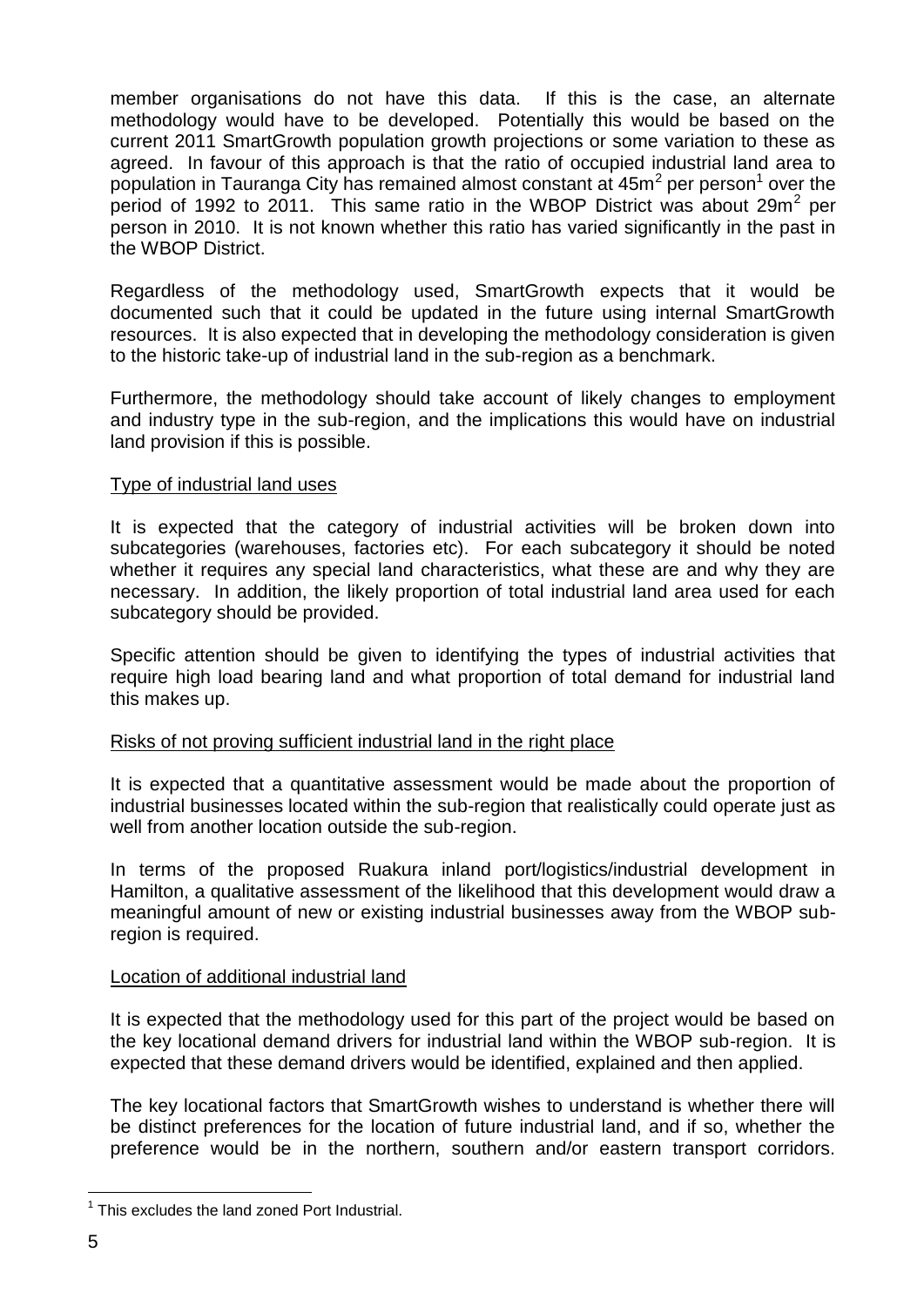member organisations do not have this data. If this is the case, an alternate methodology would have to be developed. Potentially this would be based on the current 2011 SmartGrowth population growth projections or some variation to these as agreed. In favour of this approach is that the ratio of occupied industrial land area to population in Tauranga City has remained almost constant at $45m^2$ per person[1] over the period of 1992 to 2011. This same ratio in the WBOP District was about $29m^2$ per person in 2010. It is not known whether this ratio has varied significantly in the past in the WBOP District.

Regardless of the methodology used, SmartGrowth expects that it would be documented such that it could be updated in the future using internal SmartGrowth resources. It is also expected that in developing the methodology consideration is given to the historic take-up of industrial land in the sub-region as a benchmark.

Furthermore, the methodology should take account of likely changes to employment and industry type in the sub-region, and the implications this would have on industrial land provision if this is possible.

Type of industrial land uses

It is expected that the category of industrial activities will be broken down into subcategories (warehouses, factories etc). For each subcategory it should be noted whether it requires any special land characteristics, what these are and why they are necessary. In addition, the likely proportion of total industrial land area used for each subcategory should be provided.

Specific attention should be given to identifying the types of industrial activities that require high load bearing land and what proportion of total demand for industrial land this makes up.

Risks of not proving sufficient industrial land in the right place

It is expected that a quantitative assessment would be made about the proportion of industrial businesses located within the sub-region that realistically could operate just as well from another location outside the sub-region.

In terms of the proposed Ruakura inland port/logistics/industrial development in Hamilton, a qualitative assessment of the likelihood that this development would draw a meaningful amount of new or existing industrial businesses away from the WBOP sub-region is required.

Location of additional industrial land

It is expected that the methodology used for this part of the project would be based on the key locational demand drivers for industrial land within the WBOP sub-region. It is expected that these demand drivers would be identified, explained and then applied.

The key locational factors that SmartGrowth wishes to understand is whether there will be distinct preferences for the location of future industrial land, and if so, whether the preference would be in the northern, southern and/or eastern transport corridors.

[1] This excludes the land zoned Port Industrial.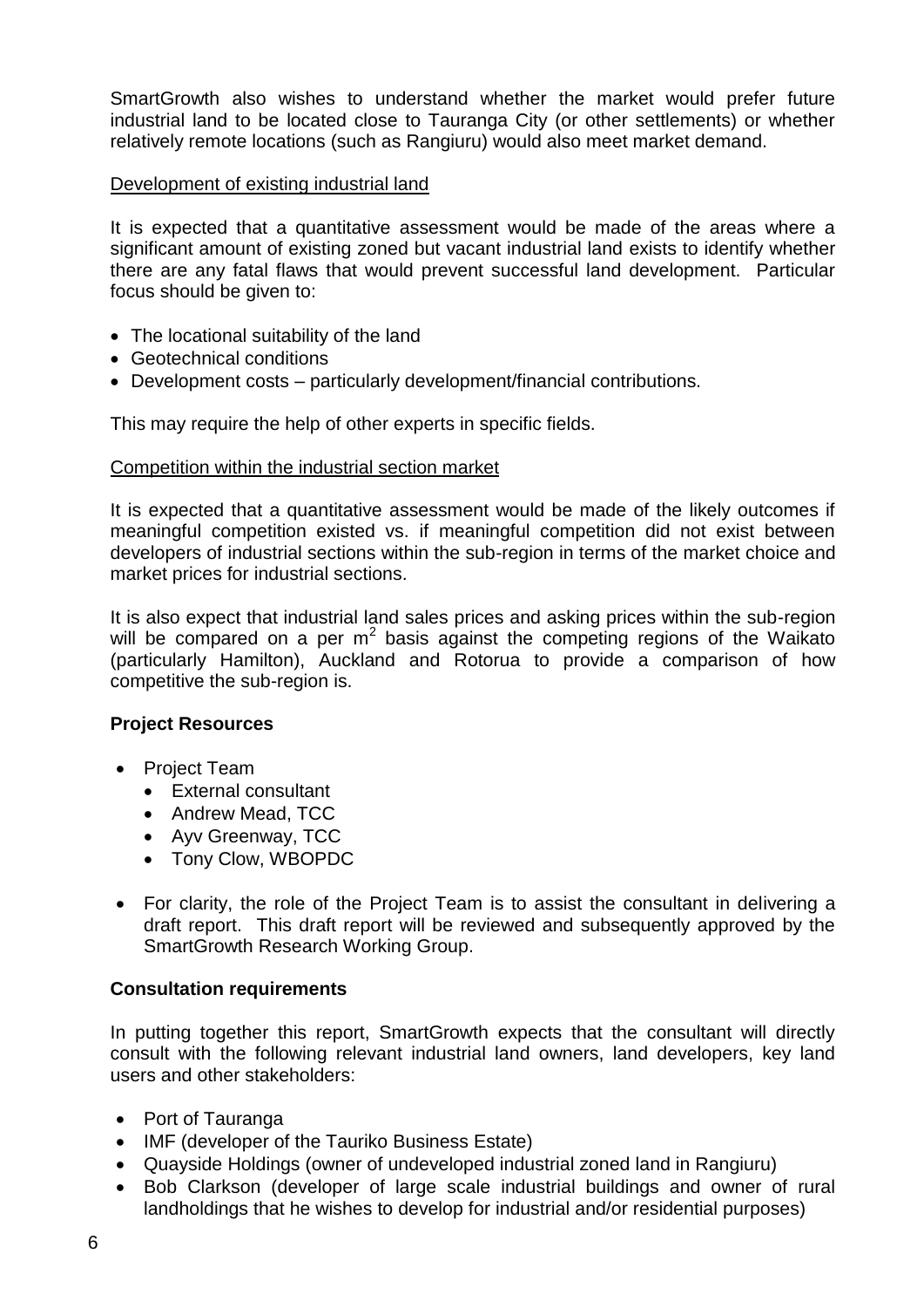SmartGrowth also wishes to understand whether the market would prefer future industrial land to be located close to Tauranga City (or other settlements) or whether relatively remote locations (such as Rangiuru) would also meet market demand.

Development of existing industrial land

It is expected that a quantitative assessment would be made of the areas where a significant amount of existing zoned but vacant industrial land exists to identify whether there are any fatal flaws that would prevent successful land development. Particular focus should be given to:

- The locational suitability of the land
- Geotechnical conditions
- Development costs – particularly development/financial contributions.

This may require the help of other experts in specific fields.

Competition within the industrial section market

It is expected that a quantitative assessment would be made of the likely outcomes if meaningful competition existed vs. if meaningful competition did not exist between developers of industrial sections within the sub-region in terms of the market choice and market prices for industrial sections.

It is also expect that industrial land sales prices and asking prices within the sub-region will be compared on a per $m^2$ basis against the competing regions of the Waikato (particularly Hamilton), Auckland and Rotorua to provide a comparison of how competitive the sub-region is.

**Project Resources**

- Project Team
  - External consultant
  - Andrew Mead, TCC
  - Ayv Greenway, TCC
  - Tony Clow, WBOPDC
- For clarity, the role of the Project Team is to assist the consultant in delivering a draft report. This draft report will be reviewed and subsequently approved by the SmartGrowth Research Working Group.

**Consultation requirements**

In putting together this report, SmartGrowth expects that the consultant will directly consult with the following relevant industrial land owners, land developers, key land users and other stakeholders:

- Port of Tauranga
- IMF (developer of the Tauriko Business Estate)
- Quayside Holdings (owner of undeveloped industrial zoned land in Rangiuru)
- Bob Clarkson (developer of large scale industrial buildings and owner of rural landholdings that he wishes to develop for industrial and/or residential purposes)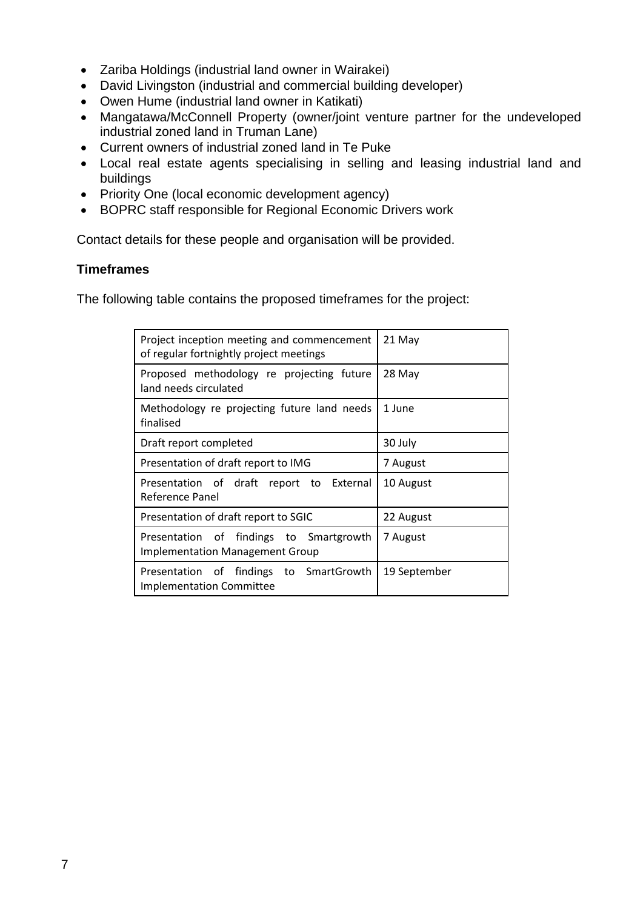- Zariba Holdings (industrial land owner in Wairakei)
- David Livingston (industrial and commercial building developer)
- Owen Hume (industrial land owner in Katikati)
- Mangatawa/McConnell Property (owner/joint venture partner for the undeveloped industrial zoned land in Truman Lane)
- Current owners of industrial zoned land in Te Puke
- Local real estate agents specialising in selling and leasing industrial land and buildings
- Priority One (local economic development agency)
- BOPRC staff responsible for Regional Economic Drivers work

Contact details for these people and organisation will be provided.

**Timeframes**

The following table contains the proposed timeframes for the project:

| | |
|---|---|
| Project inception meeting and commencement of regular fortnightly project meetings | 21 May |
| Proposed methodology re projecting future land needs circulated | 28 May |
| Methodology re projecting future land needs finalised | 1 June |
| Draft report completed | 30 July |
| Presentation of draft report to IMG | 7 August |
| Presentation of draft report to External Reference Panel | 10 August |
| Presentation of draft report to SGIC | 22 August |
| Presentation of findings to Smartgrowth Implementation Management Group | 7 August |
| Presentation of findings to SmartGrowth Implementation Committee | 19 September |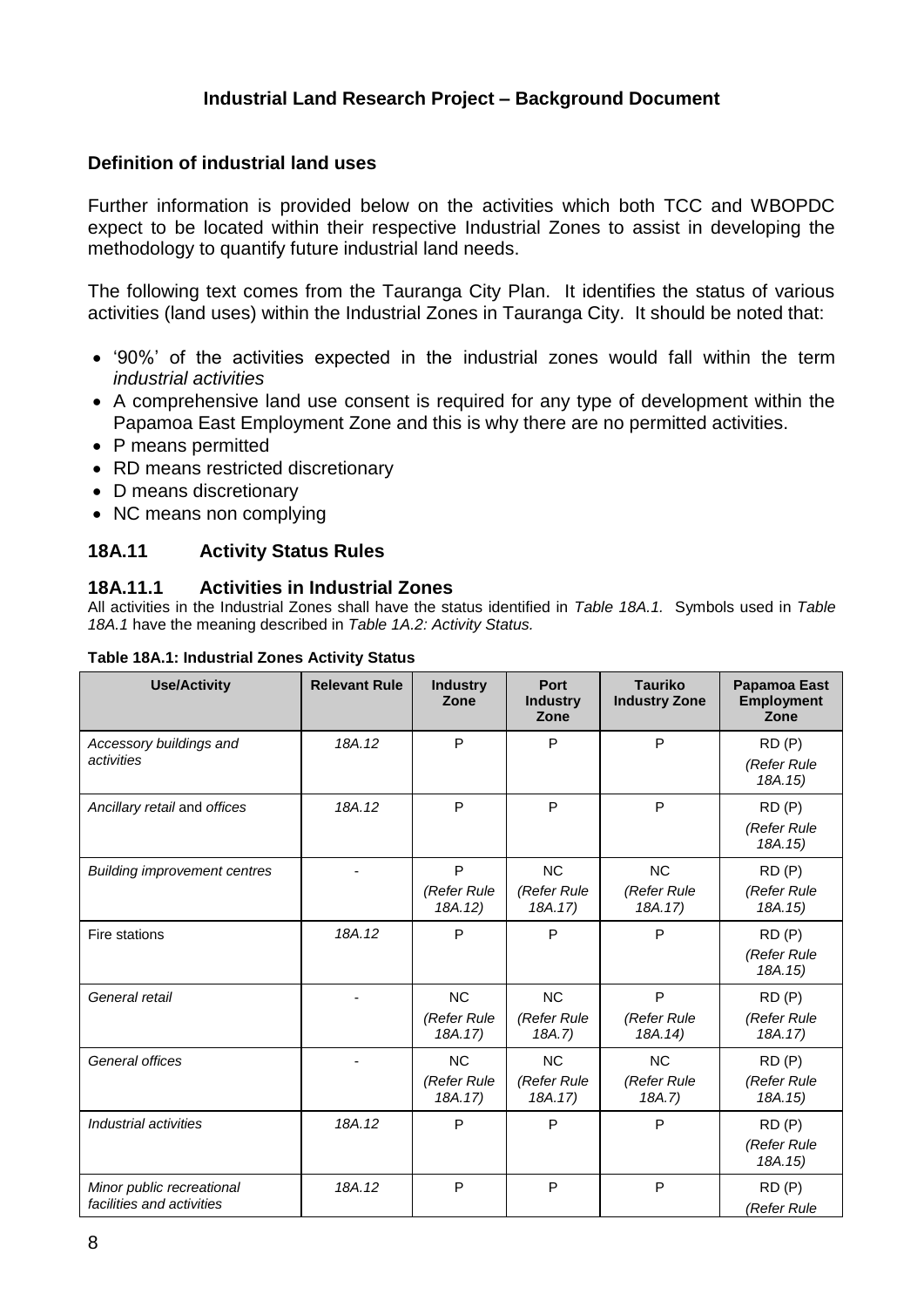## Industrial Land Research Project – Background Document

### Definition of industrial land uses

Further information is provided below on the activities which both TCC and WBOPDC expect to be located within their respective Industrial Zones to assist in developing the methodology to quantify future industrial land needs.

The following text comes from the Tauranga City Plan. It identifies the status of various activities (land uses) within the Industrial Zones in Tauranga City. It should be noted that:

- '90%' of the activities expected in the industrial zones would fall within the term *industrial activities*
- A comprehensive land use consent is required for any type of development within the Papamoa East Employment Zone and this is why there are no permitted activities.
- P means permitted
- RD means restricted discretionary
- D means discretionary
- NC means non complying

### 18A.11 Activity Status Rules

#### 18A.11.1 Activities in Industrial Zones

All activities in the Industrial Zones shall have the status identified in *Table 18A.1.* Symbols used in *Table 18A.1* have the meaning described in *Table 1A.2: Activity Status.*

**Table 18A.1: Industrial Zones Activity Status**

| Use/Activity | Relevant Rule | Industry Zone | Port Industry Zone | Tauriko Industry Zone | Papamoa East Employment Zone |
|---|---|---|---|---|---|
| *Accessory buildings and activities* | *18A.12* | P | P | P | RD (P) *(Refer Rule 18A.15)* |
| *Ancillary retail* and *offices* | *18A.12* | P | P | P | RD (P) *(Refer Rule 18A.15)* |
| *Building improvement centres* | - | P *(Refer Rule 18A.12)* | NC *(Refer Rule 18A.17)* | NC *(Refer Rule 18A.17)* | RD (P) *(Refer Rule 18A.15)* |
| Fire stations | *18A.12* | P | P | P | RD (P) *(Refer Rule 18A.15)* |
| *General retail* | - | NC *(Refer Rule 18A.17)* | NC *(Refer Rule 18A.7)* | P *(Refer Rule 18A.14)* | RD (P) *(Refer Rule 18A.17)* |
| *General offices* | - | NC *(Refer Rule 18A.17)* | NC *(Refer Rule 18A.17)* | NC *(Refer Rule 18A.7)* | RD (P) *(Refer Rule 18A.15)* |
| *Industrial activities* | *18A.12* | P | P | P | RD (P) *(Refer Rule 18A.15)* |
| *Minor public recreational facilities and activities* | *18A.12* | P | P | P | RD (P) *(Refer Rule* |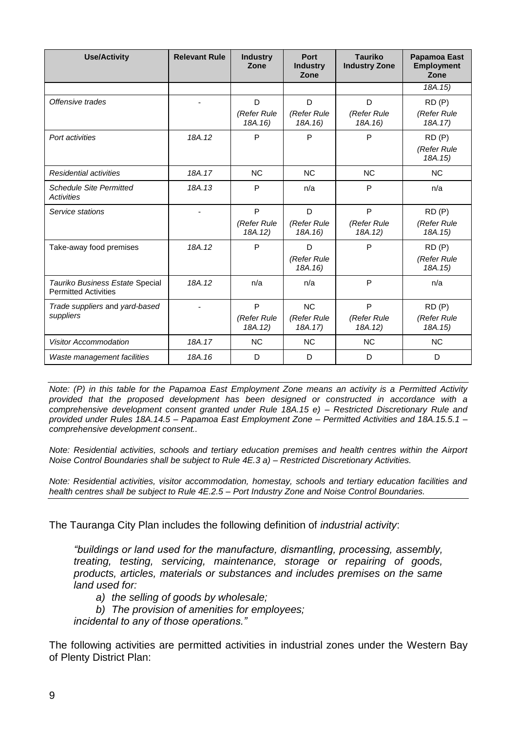| Use/Activity | Relevant Rule | Industry Zone | Port Industry Zone | Tauriko Industry Zone | Papamoa East Employment Zone |
|---|---|---|---|---|---|
| | | | | | *18A.15)* |
| *Offensive trades* | - | D *(Refer Rule 18A.16)* | D *(Refer Rule 18A.16)* | D *(Refer Rule 18A.16)* | RD (P) *(Refer Rule 18A.17)* |
| *Port activities* | *18A.12* | P | P | P | RD (P) *(Refer Rule 18A.15)* |
| *Residential activities* | *18A.17* | NC | NC | NC | NC |
| *Schedule Site Permitted Activities* | *18A.13* | P | n/a | P | n/a |
| *Service stations* | - | P *(Refer Rule 18A.12)* | D *(Refer Rule 18A.16)* | P *(Refer Rule 18A.12)* | RD (P) *(Refer Rule 18A.15)* |
| Take-away food premises | *18A.12* | P | D *(Refer Rule 18A.16)* | P | RD (P) *(Refer Rule 18A.15)* |
| *Tauriko Business Estate* Special *Permitted Activities* | *18A.12* | n/a | n/a | P | n/a |
| *Trade suppliers* and *yard-based suppliers* | - | P *(Refer Rule 18A.12)* | NC *(Refer Rule 18A.17)* | P *(Refer Rule 18A.12)* | RD (P) *(Refer Rule 18A.15)* |
| *Visitor Accommodation* | *18A.17* | NC | NC | NC | NC |
| *Waste management facilities* | *18A.16* | D | D | D | D |

*Note: (P) in this table for the Papamoa East Employment Zone means an activity is a Permitted Activity provided that the proposed development has been designed or constructed in accordance with a comprehensive development consent granted under Rule 18A.15 e) – Restricted Discretionary Rule and provided under Rules 18A.14.5 – Papamoa East Employment Zone – Permitted Activities and 18A.15.5.1 – comprehensive development consent..*

*Note: Residential activities, schools and tertiary education premises and health centres within the Airport Noise Control Boundaries shall be subject to Rule 4E.3 a) – Restricted Discretionary Activities.*

*Note: Residential activities, visitor accommodation, homestay, schools and tertiary education facilities and health centres shall be subject to Rule 4E.2.5 – Port Industry Zone and Noise Control Boundaries.*

The Tauranga City Plan includes the following definition of *industrial activity*:

> *"buildings or land used for the manufacture, dismantling, processing, assembly, treating, testing, servicing, maintenance, storage or repairing of goods, products, articles, materials or substances and includes premises on the same land used for:*
>
> *a) the selling of goods by wholesale;*
>
> *b) The provision of amenities for employees;*
>
> *incidental to any of those operations."*

The following activities are permitted activities in industrial zones under the Western Bay of Plenty District Plan: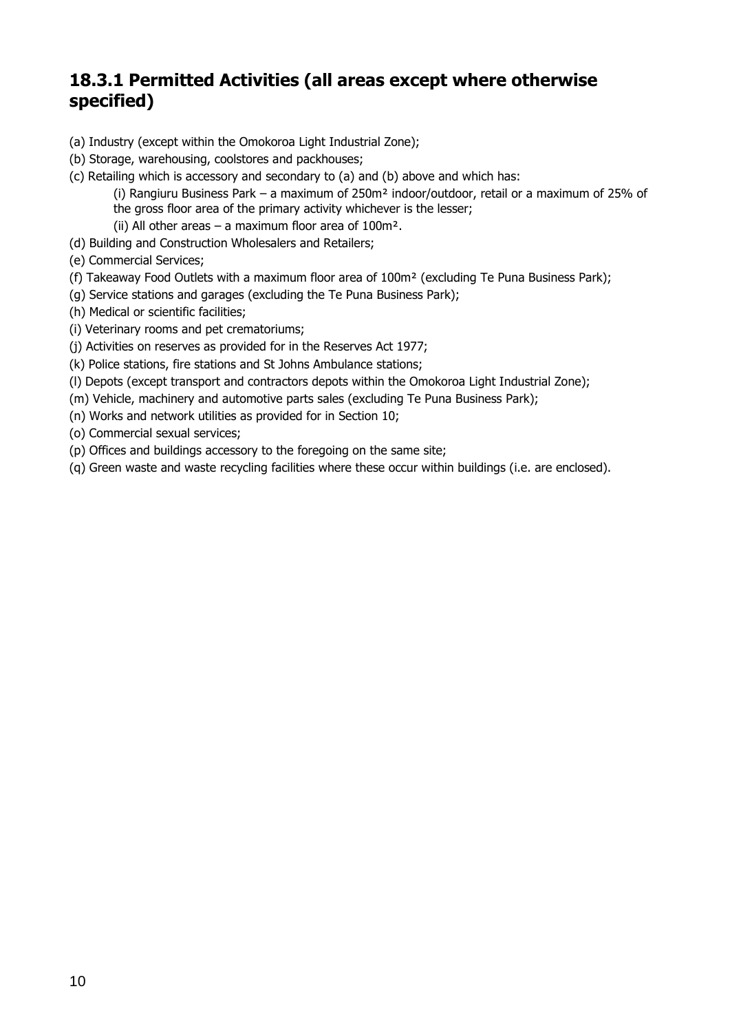## 18.3.1 Permitted Activities (all areas except where otherwise specified)

(a) Industry (except within the Omokoroa Light Industrial Zone);

(b) Storage, warehousing, coolstores and packhouses;

(c) Retailing which is accessory and secondary to (a) and (b) above and which has:

- (i) Rangiuru Business Park – a maximum of 250m² indoor/outdoor, retail or a maximum of 25% of the gross floor area of the primary activity whichever is the lesser;
- (ii) All other areas – a maximum floor area of 100m².

(d) Building and Construction Wholesalers and Retailers;

(e) Commercial Services;

(f) Takeaway Food Outlets with a maximum floor area of 100m² (excluding Te Puna Business Park);

(g) Service stations and garages (excluding the Te Puna Business Park);

(h) Medical or scientific facilities;

(i) Veterinary rooms and pet crematoriums;

(j) Activities on reserves as provided for in the Reserves Act 1977;

(k) Police stations, fire stations and St Johns Ambulance stations;

(l) Depots (except transport and contractors depots within the Omokoroa Light Industrial Zone);

(m) Vehicle, machinery and automotive parts sales (excluding Te Puna Business Park);

(n) Works and network utilities as provided for in Section 10;

(o) Commercial sexual services;

(p) Offices and buildings accessory to the foregoing on the same site;

(q) Green waste and waste recycling facilities where these occur within buildings (i.e. are enclosed).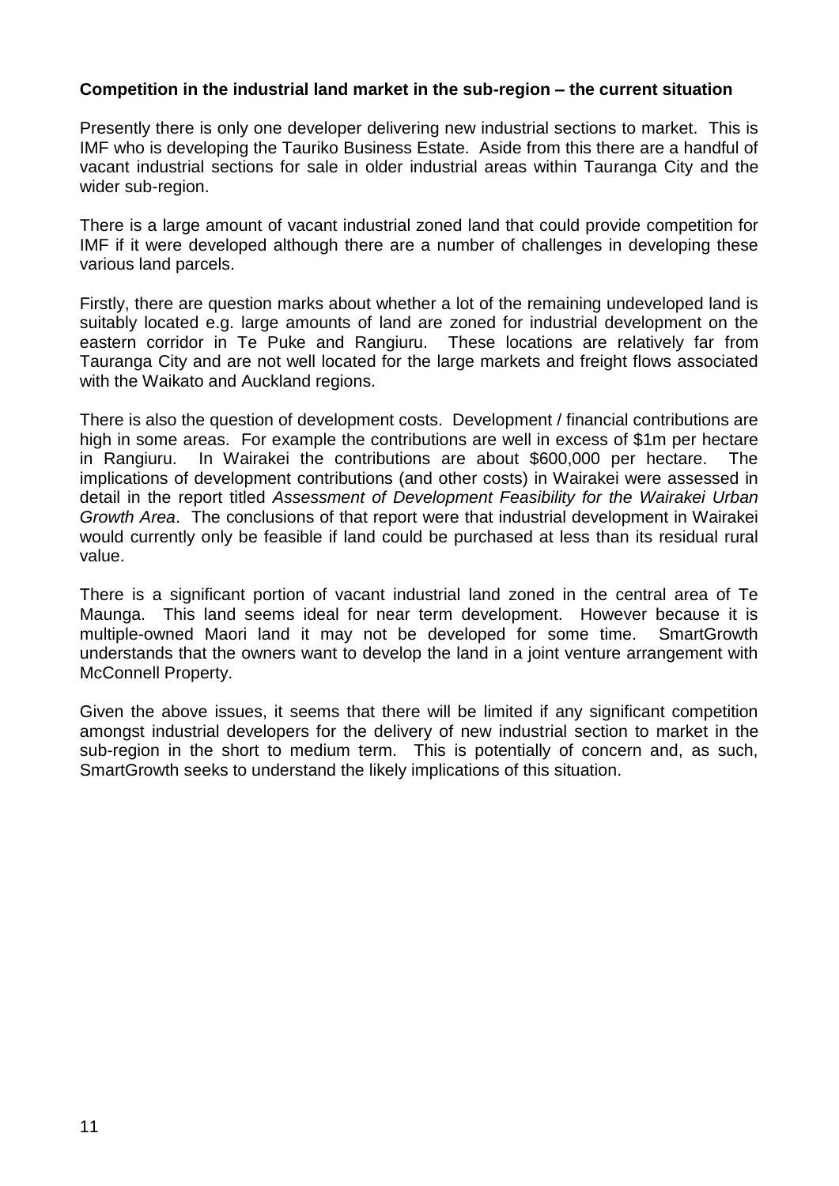**Competition in the industrial land market in the sub-region – the current situation**

Presently there is only one developer delivering new industrial sections to market. This is IMF who is developing the Tauriko Business Estate. Aside from this there are a handful of vacant industrial sections for sale in older industrial areas within Tauranga City and the wider sub-region.

There is a large amount of vacant industrial zoned land that could provide competition for IMF if it were developed although there are a number of challenges in developing these various land parcels.

Firstly, there are question marks about whether a lot of the remaining undeveloped land is suitably located e.g. large amounts of land are zoned for industrial development on the eastern corridor in Te Puke and Rangiuru. These locations are relatively far from Tauranga City and are not well located for the large markets and freight flows associated with the Waikato and Auckland regions.

There is also the question of development costs. Development / financial contributions are high in some areas. For example the contributions are well in excess of $1m per hectare in Rangiuru. In Wairakei the contributions are about $600,000 per hectare. The implications of development contributions (and other costs) in Wairakei were assessed in detail in the report titled *Assessment of Development Feasibility for the Wairakei Urban Growth Area*. The conclusions of that report were that industrial development in Wairakei would currently only be feasible if land could be purchased at less than its residual rural value.

There is a significant portion of vacant industrial land zoned in the central area of Te Maunga. This land seems ideal for near term development. However because it is multiple-owned Maori land it may not be developed for some time. SmartGrowth understands that the owners want to develop the land in a joint venture arrangement with McConnell Property.

Given the above issues, it seems that there will be limited if any significant competition amongst industrial developers for the delivery of new industrial section to market in the sub-region in the short to medium term. This is potentially of concern and, as such, SmartGrowth seeks to understand the likely implications of this situation.